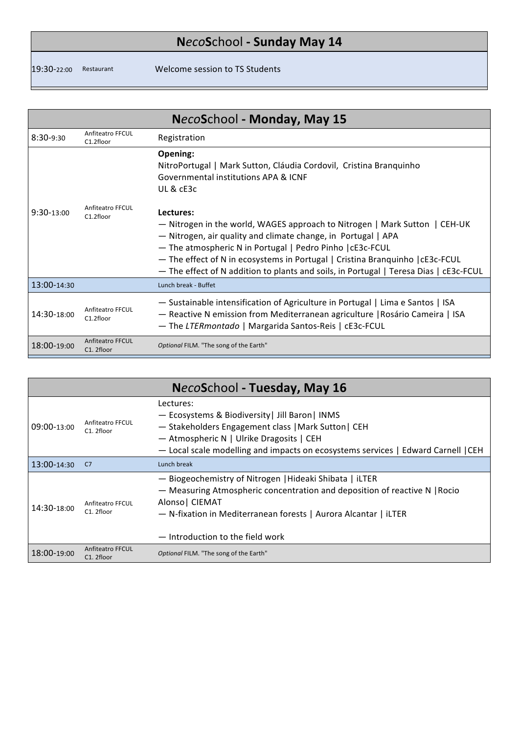## N*eco*School - Sunday May 14

| | | |
|---|---|---|
| 19:30-22:00 | Restaurant | Welcome session to TS Students |

## N*eco*School - Monday, May 15

| | | |
|---|---|---|
| 8:30-9:30 | Anfiteatro FFCUL C1.2floor | Registration |
| 9:30-13:00 | Anfiteatro FFCUL C1.2floor | **Opening:**<br>NitroPortugal \| Mark Sutton, Cláudia Cordovil, Cristina Branquinho<br>Governmental institutions APA & ICNF<br>UL & cE3c<br><br>**Lectures:**<br>— Nitrogen in the world, WAGES approach to Nitrogen \| Mark Sutton \| CEH-UK<br>— Nitrogen, air quality and climate change, in Portugal \| APA<br>— The atmospheric N in Portugal \| Pedro Pinho \|cE3c-FCUL<br>— The effect of N in ecosystems in Portugal \| Cristina Branquinho \|cE3c-FCUL<br>— The effect of N addition to plants and soils, in Portugal \| Teresa Dias \| cE3c-FCUL |
| 13:00-14:30 | | Lunch break - Buffet |
| 14:30-18:00 | Anfiteatro FFCUL C1.2floor | — Sustainable intensification of Agriculture in Portugal \| Lima e Santos \| ISA<br>— Reactive N emission from Mediterranean agriculture \|Rosário Cameira \| ISA<br>— The *LTERmontado* \| Margarida Santos-Reis \| cE3c-FCUL |
| 18:00-19:00 | Anfiteatro FFCUL C1. 2floor | *Optional* FILM. "The song of the Earth" |

## N*eco*School - Tuesday, May 16

| | | |
|---|---|---|
| 09:00-13:00 | Anfiteatro FFCUL C1. 2floor | Lectures:<br>— Ecosystems & Biodiversity\| Jill Baron\| INMS<br>— Stakeholders Engagement class \|Mark Sutton\| CEH<br>— Atmospheric N \| Ulrike Dragosits \| CEH<br>— Local scale modelling and impacts on ecosystems services \| Edward Carnell \|CEH |
| 13:00-14:30 | C7 | Lunch break |
| 14:30-18:00 | Anfiteatro FFCUL C1. 2floor | — Biogeochemistry of Nitrogen \|Hideaki Shibata \| iLTER<br>— Measuring Atmospheric concentration and deposition of reactive N \|Rocio Alonso\| CIEMAT<br>— N-fixation in Mediterranean forests \| Aurora Alcantar \| iLTER<br><br>— Introduction to the field work |
| 18:00-19:00 | Anfiteatro FFCUL C1. 2floor | *Optional* FILM. "The song of the Earth" |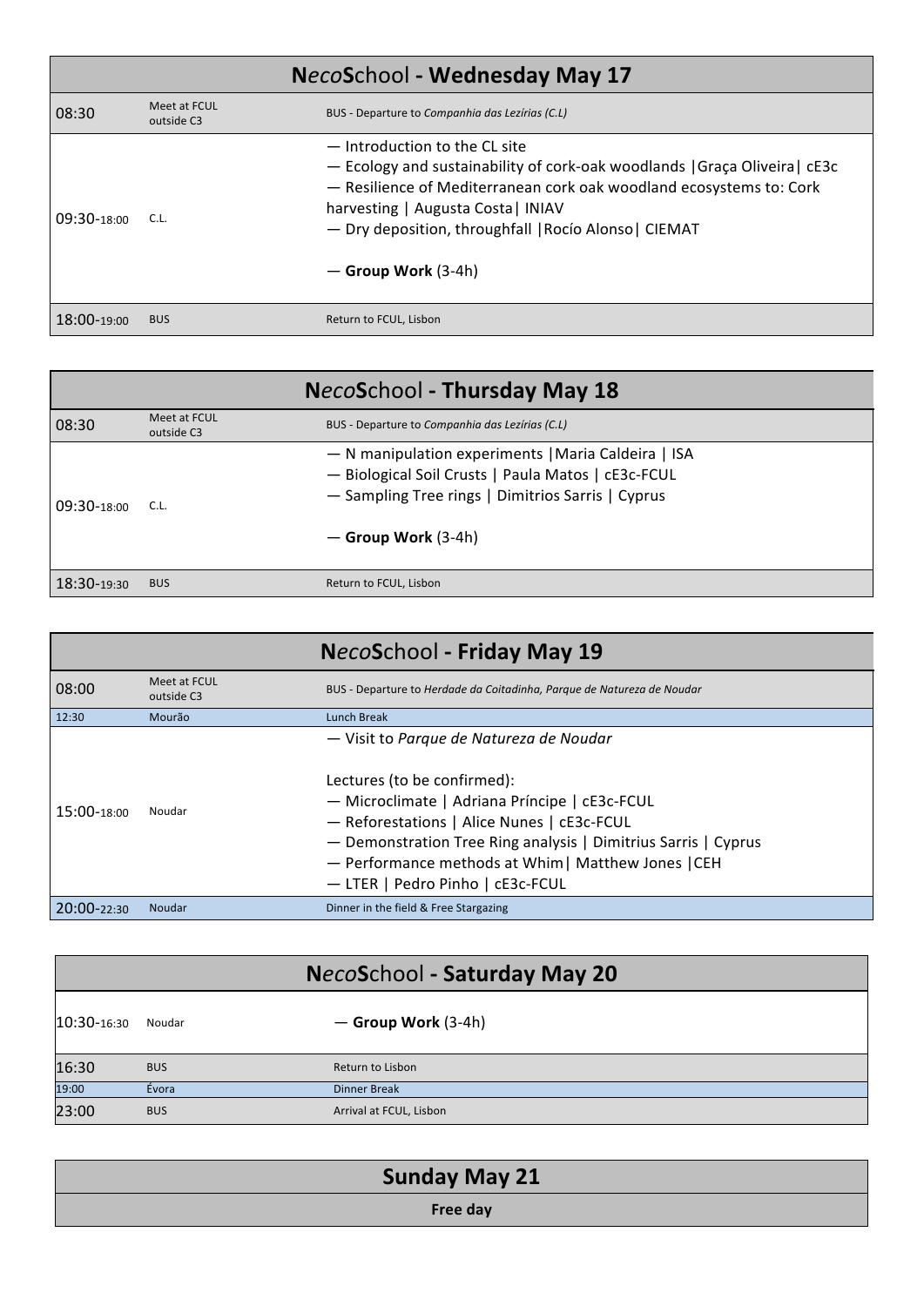## N*eco*School - Wednesday May 17

| | | |
|---|---|---|
| 08:30 | Meet at FCUL outside C3 | BUS - Departure to *Companhia das Lezírias (C.L)* |
| 09:30-18:00 | C.L. | — Introduction to the CL site<br>— Ecology and sustainability of cork-oak woodlands \|Graça Oliveira\| cE3c<br>— Resilience of Mediterranean cork oak woodland ecosystems to: Cork harvesting \| Augusta Costa\| INIAV<br>— Dry deposition, throughfall \|Rocío Alonso\| CIEMAT<br><br>— **Group Work** (3-4h) |
| 18:00-19:00 | BUS | Return to FCUL, Lisbon |

## N*eco*School - Thursday May 18

| | | |
|---|---|---|
| 08:30 | Meet at FCUL outside C3 | BUS - Departure to *Companhia das Lezírias (C.L)* |
| 09:30-18:00 | C.L. | — N manipulation experiments \|Maria Caldeira \| ISA<br>— Biological Soil Crusts \| Paula Matos \| cE3c-FCUL<br>— Sampling Tree rings \| Dimitrios Sarris \| Cyprus<br><br>— **Group Work** (3-4h) |
| 18:30-19:30 | BUS | Return to FCUL, Lisbon |

## N*eco*School - Friday May 19

| | | |
|---|---|---|
| 08:00 | Meet at FCUL outside C3 | BUS - Departure to *Herdade da Coitadinha, Parque de Natureza de Noudar* |
| 12:30 | Mourão | Lunch Break |
| 15:00-18:00 | Noudar | — Visit to *Parque de Natureza de Noudar*<br><br>Lectures (to be confirmed):<br>— Microclimate \| Adriana Príncipe \| cE3c-FCUL<br>— Reforestations \| Alice Nunes \| cE3c-FCUL<br>— Demonstration Tree Ring analysis \| Dimitrius Sarris \| Cyprus<br>— Performance methods at Whim\| Matthew Jones \|CEH<br>— LTER \| Pedro Pinho \| cE3c-FCUL |
| 20:00-22:30 | Noudar | Dinner in the field & Free Stargazing |

## N*eco*School - Saturday May 20

| | | |
|---|---|---|
| 10:30-16:30 | Noudar | — **Group Work** (3-4h) |
| 16:30 | BUS | Return to Lisbon |
| 19:00 | Évora | Dinner Break |
| 23:00 | BUS | Arrival at FCUL, Lisbon |

## Sunday May 21

**Free day**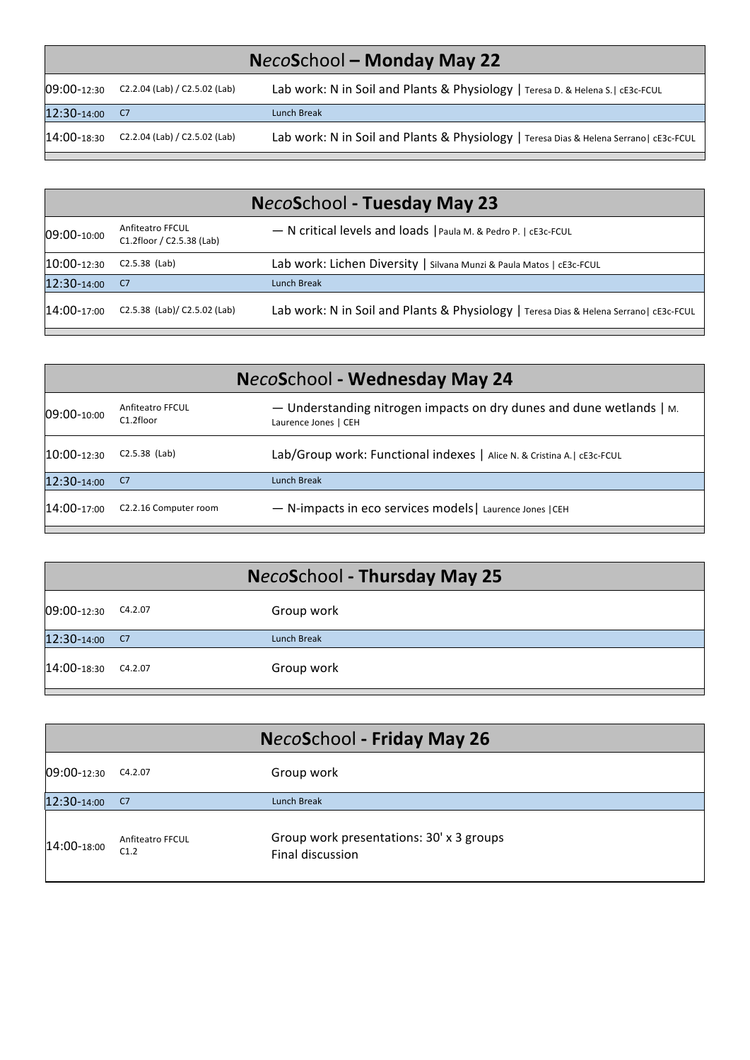| **N*eco*School – Monday May 22** | | |
|---|---|---|
| 09:00-12:30 | C2.2.04 (Lab) / C2.5.02 (Lab) | Lab work: N in Soil and Plants & Physiology \| Teresa D. & Helena S.\| cE3c-FCUL |
| 12:30-14:00 | C7 | Lunch Break |
| 14:00-18:30 | C2.2.04 (Lab) / C2.5.02 (Lab) | Lab work: N in Soil and Plants & Physiology \| Teresa Dias & Helena Serrano\| cE3c-FCUL |

| **N*eco*School - Tuesday May 23** | | |
|---|---|---|
| 09:00-10:00 | Anfiteatro FFCUL C1.2floor / C2.5.38 (Lab) | — N critical levels and loads \|Paula M. & Pedro P. \| cE3c-FCUL |
| 10:00-12:30 | C2.5.38 (Lab) | Lab work: Lichen Diversity \| Silvana Munzi & Paula Matos \| cE3c-FCUL |
| 12:30-14:00 | C7 | Lunch Break |
| 14:00-17:00 | C2.5.38 (Lab)/ C2.5.02 (Lab) | Lab work: N in Soil and Plants & Physiology \| Teresa Dias & Helena Serrano\| cE3c-FCUL |

| **N*eco*School - Wednesday May 24** | | |
|---|---|---|
| 09:00-10:00 | Anfiteatro FFCUL C1.2floor | — Understanding nitrogen impacts on dry dunes and dune wetlands \| M. Laurence Jones \| CEH |
| 10:00-12:30 | C2.5.38 (Lab) | Lab/Group work: Functional indexes \| Alice N. & Cristina A.\| cE3c-FCUL |
| 12:30-14:00 | C7 | Lunch Break |
| 14:00-17:00 | C2.2.16 Computer room | — N-impacts in eco services models\| Laurence Jones \|CEH |

| **N*eco*School - Thursday May 25** | | |
|---|---|---|
| 09:00-12:30 | C4.2.07 | Group work |
| 12:30-14:00 | C7 | Lunch Break |
| 14:00-18:30 | C4.2.07 | Group work |

| **N*eco*School - Friday May 26** | | |
|---|---|---|
| 09:00-12:30 | C4.2.07 | Group work |
| 12:30-14:00 | C7 | Lunch Break |
| 14:00-18:00 | Anfiteatro FFCUL C1.2 | Group work presentations: 30' x 3 groups<br>Final discussion |